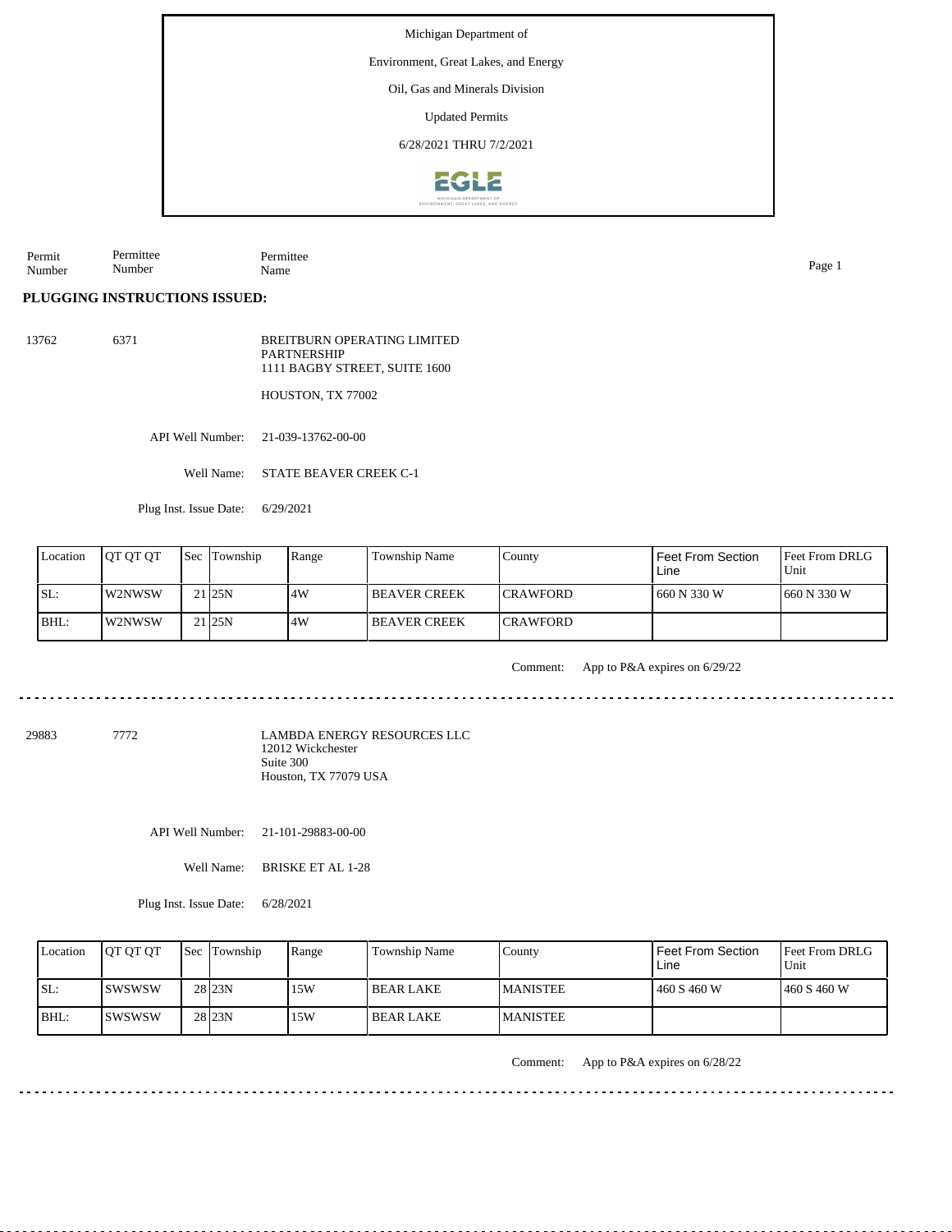Michigan Department of

Environment, Great Lakes, and Energy

Oil, Gas and Minerals Division

Updated Permits

6/28/2021 THRU 7/2/2021

| Permit Number | Permittee Number | Permittee Name |
|---|---|---|

**PLUGGING INSTRUCTIONS ISSUED:**

13762 6371

BREITBURN OPERATING LIMITED PARTNERSHIP
1111 BAGBY STREET, SUITE 1600

HOUSTON, TX 77002

API Well Number: 21-039-13762-00-00

Well Name: STATE BEAVER CREEK C-1

Plug Inst. Issue Date: 6/29/2021

| Location | QT QT QT | Sec | Township | Range | Township Name | County | Feet From Section Line | Feet From DRLG Unit |
|---|---|---|---|---|---|---|---|---|
| SL: | W2NWSW | 21 | 25N | 4W | BEAVER CREEK | CRAWFORD | 660 N 330 W | 660 N 330 W |
| BHL: | W2NWSW | 21 | 25N | 4W | BEAVER CREEK | CRAWFORD | | |

Comment: App to P&A expires on 6/29/22

---

29883 7772

LAMBDA ENERGY RESOURCES LLC
12012 Wickchester
Suite 300
Houston, TX 77079 USA

API Well Number: 21-101-29883-00-00

Well Name: BRISKE ET AL 1-28

Plug Inst. Issue Date: 6/28/2021

| Location | QT QT QT | Sec | Township | Range | Township Name | County | Feet From Section Line | Feet From DRLG Unit |
|---|---|---|---|---|---|---|---|---|
| SL: | SWSWSW | 28 | 23N | 15W | BEAR LAKE | MANISTEE | 460 S 460 W | 460 S 460 W |
| BHL: | SWSWSW | 28 | 23N | 15W | BEAR LAKE | MANISTEE | | |

Comment: App to P&A expires on 6/28/22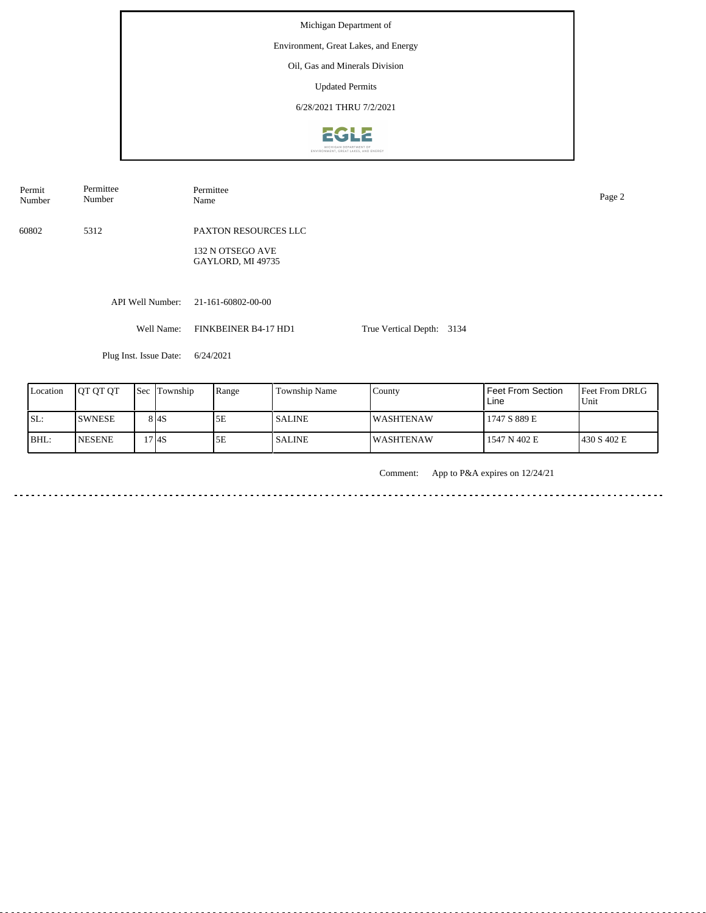Michigan Department of

Environment, Great Lakes, and Energy

Oil, Gas and Minerals Division

Updated Permits

6/28/2021 THRU 7/2/2021

| Permit Number | Permittee Number | Permittee Name |
|---|---|---|
| 60802 | 5312 | PAXTON RESOURCES LLC<br>132 N OTSEGO AVE<br>GAYLORD, MI 49735 |

API Well Number: 21-161-60802-00-00

Well Name: FINKBEINER B4-17 HD1

True Vertical Depth: 3134

Plug Inst. Issue Date: 6/24/2021

| Location | QT QT QT | Sec | Township | Range | Township Name | County | Feet From Section Line | Feet From DRLG Unit |
|---|---|---|---|---|---|---|---|---|
| SL: | SWNESE | 8 | 4S | 5E | SALINE | WASHTENAW | 1747 S 889 E | |
| BHL: | NESENE | 17 | 4S | 5E | SALINE | WASHTENAW | 1547 N 402 E | 430 S 402 E |

Comment: App to P&A expires on 12/24/21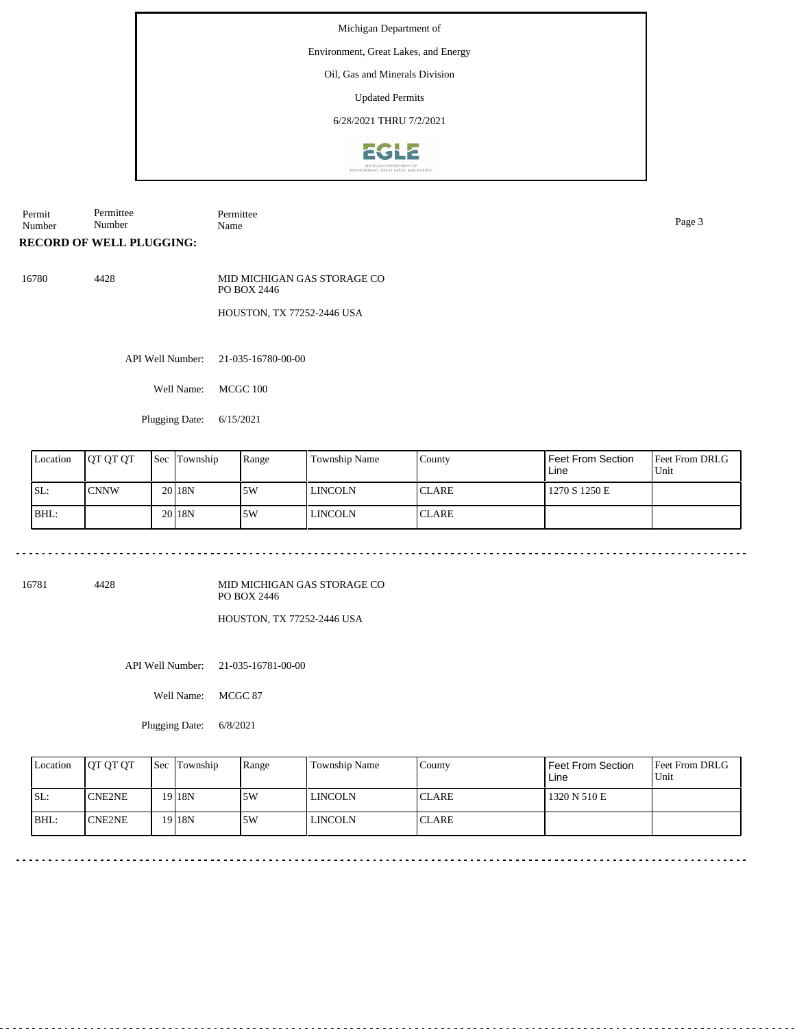Michigan Department of

Environment, Great Lakes, and Energy

Oil, Gas and Minerals Division

Updated Permits

6/28/2021 THRU 7/2/2021

| Permit Number | Permittee Number | Permittee Name |
|---|---|---|

**RECORD OF WELL PLUGGING:**

16780 4428 MID MICHIGAN GAS STORAGE CO
PO BOX 2446

HOUSTON, TX 77252-2446 USA

API Well Number: 21-035-16780-00-00

Well Name: MCGC 100

Plugging Date: 6/15/2021

| Location | QT QT QT | Sec | Township | Range | Township Name | County | Feet From Section Line | Feet From DRLG Unit |
|---|---|---|---|---|---|---|---|---|
| SL: | CNNW | 20 | 18N | 5W | LINCOLN | CLARE | 1270 S 1250 E | |
| BHL: | | 20 | 18N | 5W | LINCOLN | CLARE | | |

---

16781 4428 MID MICHIGAN GAS STORAGE CO
PO BOX 2446

HOUSTON, TX 77252-2446 USA

API Well Number: 21-035-16781-00-00

Well Name: MCGC 87

Plugging Date: 6/8/2021

| Location | QT QT QT | Sec | Township | Range | Township Name | County | Feet From Section Line | Feet From DRLG Unit |
|---|---|---|---|---|---|---|---|---|
| SL: | CNE2NE | 19 | 18N | 5W | LINCOLN | CLARE | 1320 N 510 E | |
| BHL: | CNE2NE | 19 | 18N | 5W | LINCOLN | CLARE | | |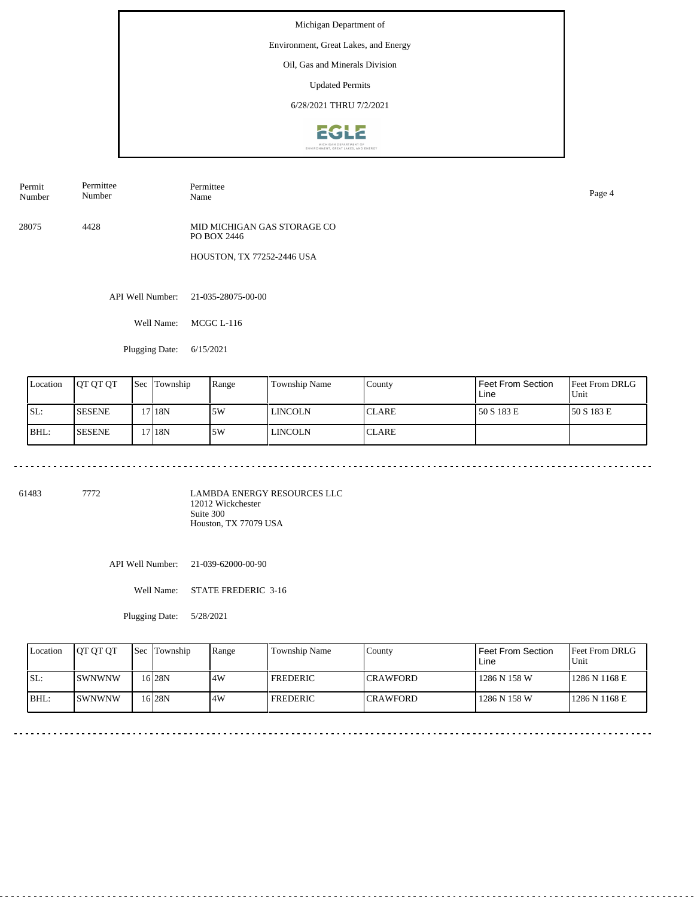Michigan Department of

Environment, Great Lakes, and Energy

Oil, Gas and Minerals Division

Updated Permits

6/28/2021 THRU 7/2/2021

| Permit Number | Permittee Number | Permittee Name |
|---|---|---|
| 28075 | 4428 | MID MICHIGAN GAS STORAGE CO<br>PO BOX 2446<br>HOUSTON, TX 77252-2446 USA |

API Well Number: 21-035-28075-00-00

Well Name: MCGC L-116

Plugging Date: 6/15/2021

| Location | QT QT QT | Sec | Township | Range | Township Name | County | Feet From Section Line | Feet From DRLG Unit |
|---|---|---|---|---|---|---|---|---|
| SL: | SESENE | 17 | 18N | 5W | LINCOLN | CLARE | 50 S 183 E | 50 S 183 E |
| BHL: | SESENE | 17 | 18N | 5W | LINCOLN | CLARE | | |

---

| Permit Number | Permittee Number | Permittee Name |
|---|---|---|
| 61483 | 7772 | LAMBDA ENERGY RESOURCES LLC<br>12012 Wickchester<br>Suite 300<br>Houston, TX 77079 USA |

API Well Number: 21-039-62000-00-90

Well Name: STATE FREDERIC 3-16

Plugging Date: 5/28/2021

| Location | QT QT QT | Sec | Township | Range | Township Name | County | Feet From Section Line | Feet From DRLG Unit |
|---|---|---|---|---|---|---|---|---|
| SL: | SWNWNW | 16 | 28N | 4W | FREDERIC | CRAWFORD | 1286 N 158 W | 1286 N 1168 E |
| BHL: | SWNWNW | 16 | 28N | 4W | FREDERIC | CRAWFORD | 1286 N 158 W | 1286 N 1168 E |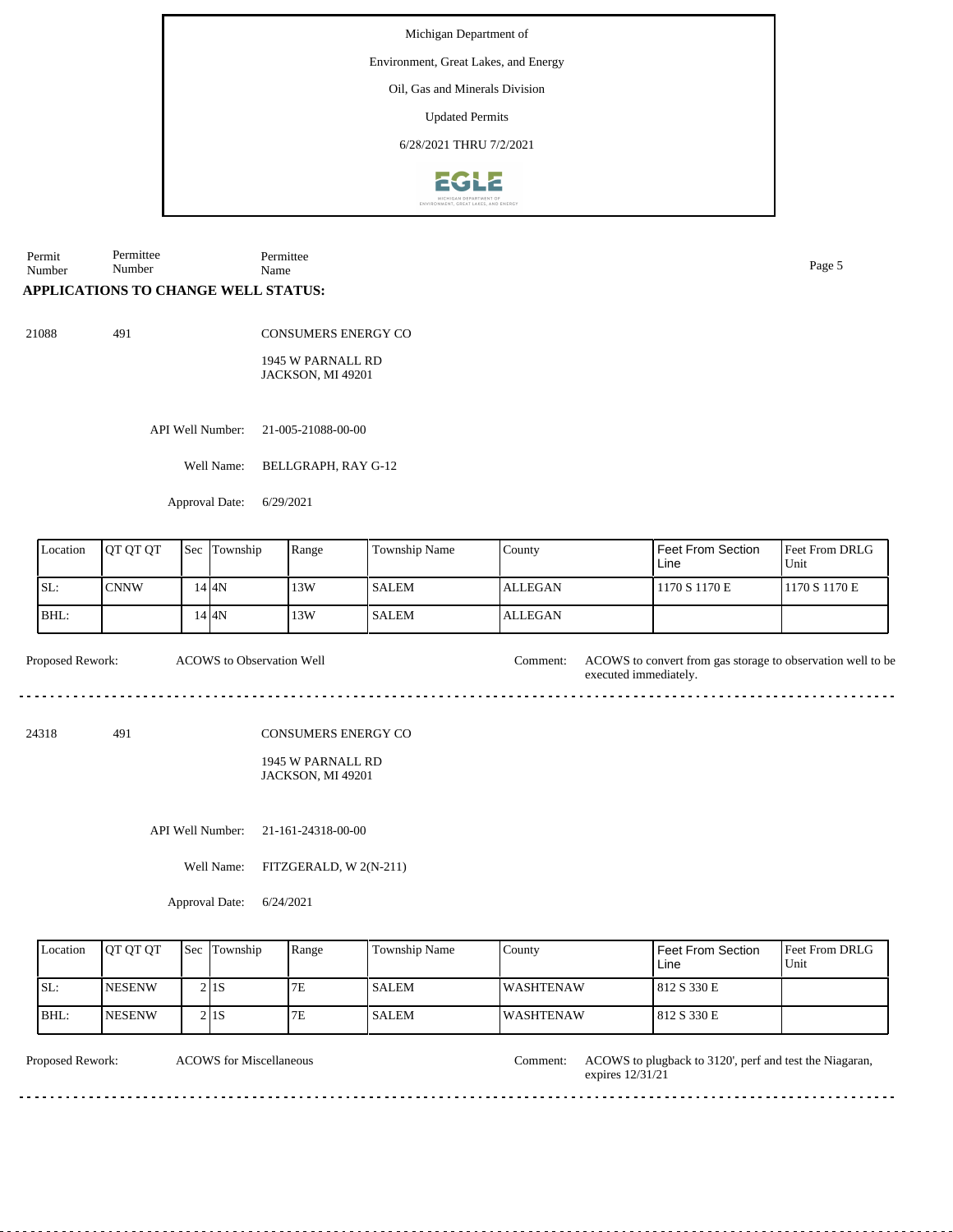Michigan Department of

Environment, Great Lakes, and Energy

Oil, Gas and Minerals Division

Updated Permits

6/28/2021 THRU 7/2/2021

| Permit Number | Permittee Number | Permittee Name |
|---|---|---|

## APPLICATIONS TO CHANGE WELL STATUS:

21088 491 CONSUMERS ENERGY CO

1945 W PARNALL RD
JACKSON, MI 49201

API Well Number: 21-005-21088-00-00

Well Name: BELLGRAPH, RAY G-12

Approval Date: 6/29/2021

| Location | QT QT QT | Sec | Township | Range | Township Name | County | Feet From Section Line | Feet From DRLG Unit |
|---|---|---|---|---|---|---|---|---|
| SL: | CNNW | 14 | 4N | 13W | SALEM | ALLEGAN | 1170 S 1170 E | 1170 S 1170 E |
| BHL: | | 14 | 4N | 13W | SALEM | ALLEGAN | | |

Proposed Rework: ACOWS to Observation Well

Comment: ACOWS to convert from gas storage to observation well to be executed immediately.

---

24318 491 CONSUMERS ENERGY CO

1945 W PARNALL RD
JACKSON, MI 49201

API Well Number: 21-161-24318-00-00

Well Name: FITZGERALD, W 2(N-211)

Approval Date: 6/24/2021

| Location | QT QT QT | Sec | Township | Range | Township Name | County | Feet From Section Line | Feet From DRLG Unit |
|---|---|---|---|---|---|---|---|---|
| SL: | NESENW | 2 | 1S | 7E | SALEM | WASHTENAW | 812 S 330 E | |
| BHL: | NESENW | 2 | 1S | 7E | SALEM | WASHTENAW | 812 S 330 E | |

Proposed Rework: ACOWS for Miscellaneous

Comment: ACOWS to plugback to 3120', perf and test the Niagaran, expires 12/31/21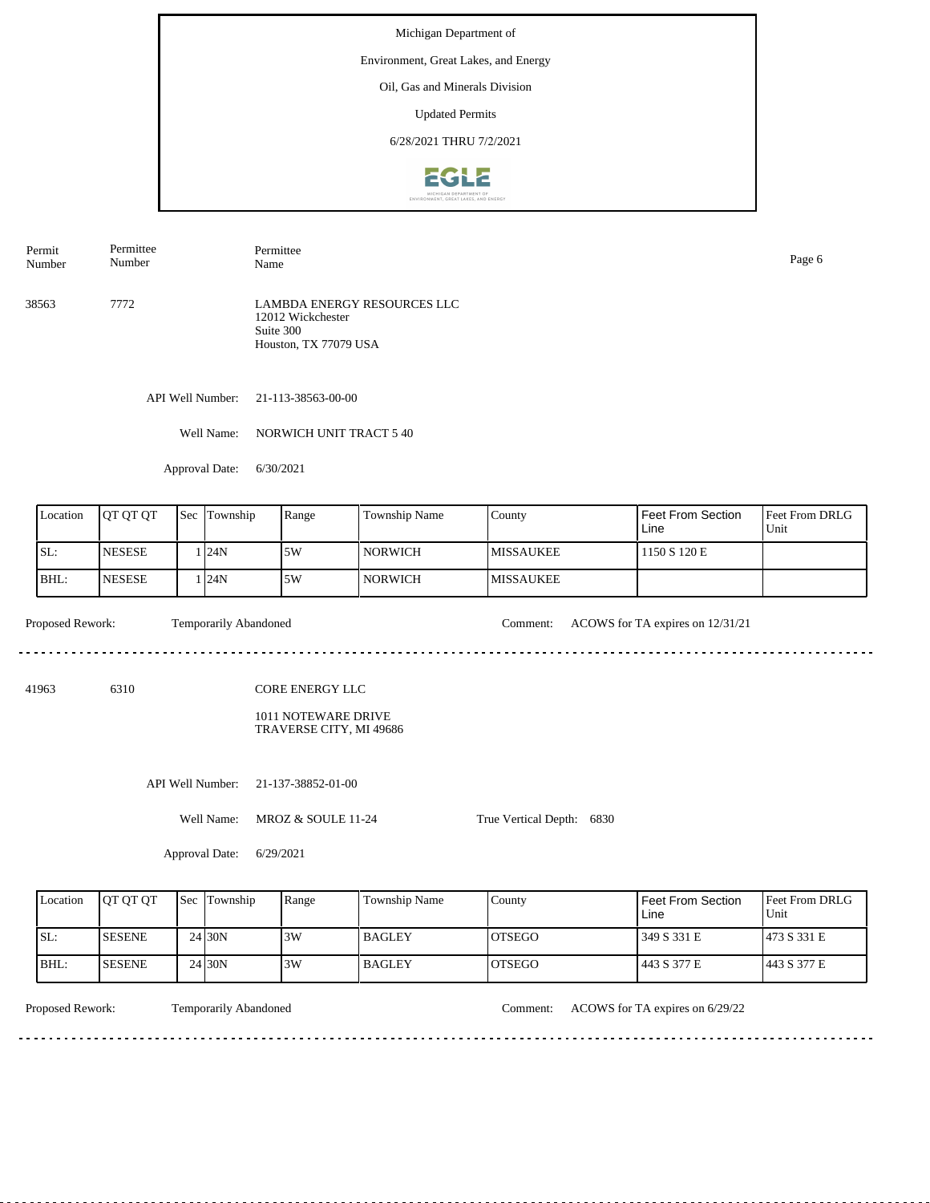Michigan Department of

Environment, Great Lakes, and Energy

Oil, Gas and Minerals Division

Updated Permits

6/28/2021 THRU 7/2/2021

| Permit Number | Permittee Number | Permittee Name |
|---|---|---|
| 38563 | 7772 | LAMBDA ENERGY RESOURCES LLC<br>12012 Wickchester<br>Suite 300<br>Houston, TX 77079 USA |

API Well Number: 21-113-38563-00-00

Well Name: NORWICH UNIT TRACT 5 40

Approval Date: 6/30/2021

| Location | QT QT QT | Sec | Township | Range | Township Name | County | Feet From Section Line | Feet From DRLG Unit |
|---|---|---|---|---|---|---|---|---|
| SL: | NESESE | 1 | 24N | 5W | NORWICH | MISSAUKEE | 1150 S 120 E | |
| BHL: | NESESE | 1 | 24N | 5W | NORWICH | MISSAUKEE | | |

Proposed Rework: Temporarily Abandoned

Comment: ACOWS for TA expires on 12/31/21

---

| Permit Number | Permittee Number | Permittee Name |
|---|---|---|
| 41963 | 6310 | CORE ENERGY LLC<br>1011 NOTEWARE DRIVE<br>TRAVERSE CITY, MI 49686 |

API Well Number: 21-137-38852-01-00

Well Name: MROZ & SOULE 11-24

True Vertical Depth: 6830

Approval Date: 6/29/2021

| Location | QT QT QT | Sec | Township | Range | Township Name | County | Feet From Section Line | Feet From DRLG Unit |
|---|---|---|---|---|---|---|---|---|
| SL: | SESENE | 24 | 30N | 3W | BAGLEY | OTSEGO | 349 S 331 E | 473 S 331 E |
| BHL: | SESENE | 24 | 30N | 3W | BAGLEY | OTSEGO | 443 S 377 E | 443 S 377 E |

Proposed Rework: Temporarily Abandoned

Comment: ACOWS for TA expires on 6/29/22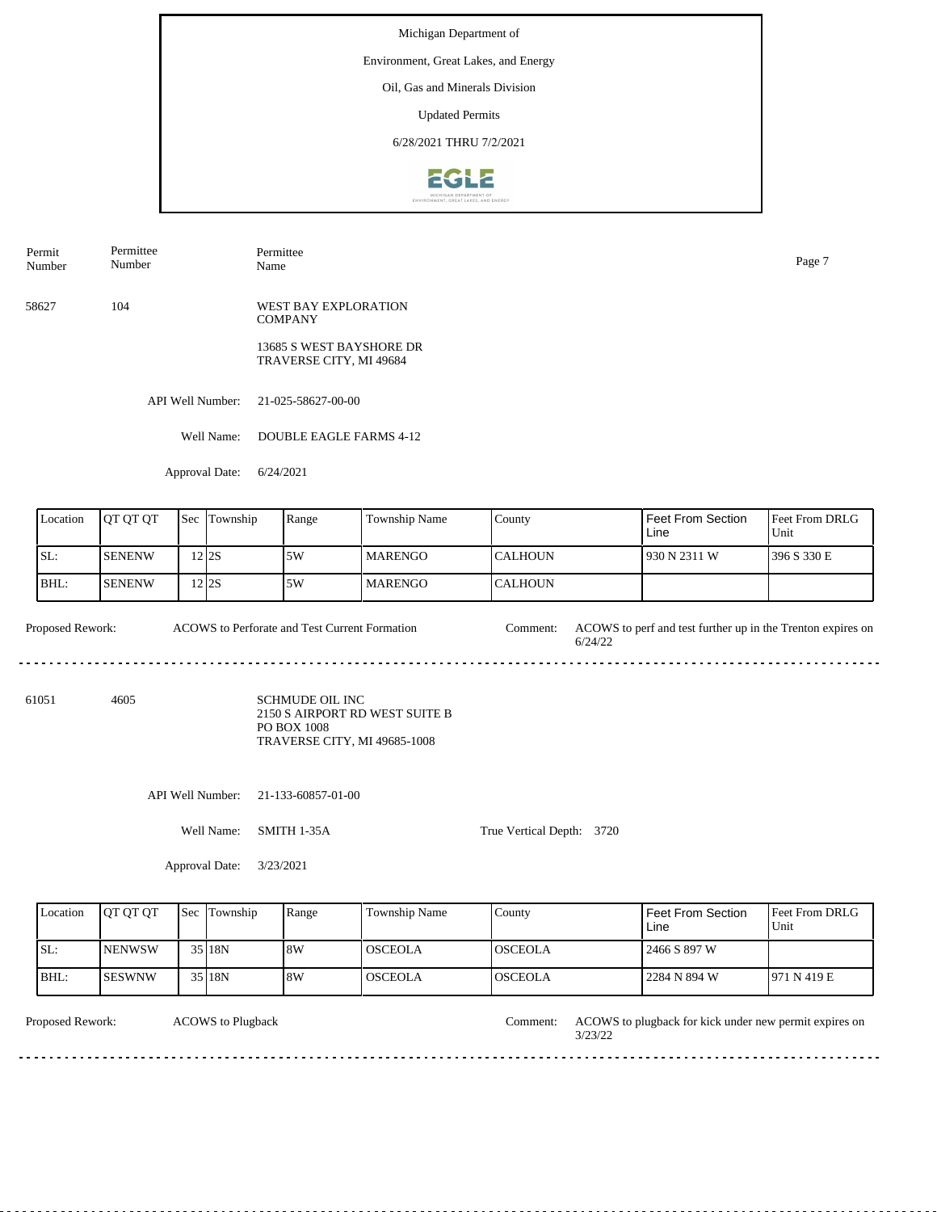Michigan Department of

Environment, Great Lakes, and Energy

Oil, Gas and Minerals Division

Updated Permits

6/28/2021 THRU 7/2/2021

| Permit Number | Permittee Number | Permittee Name |
|---|---|---|
| 58627 | 104 | WEST BAY EXPLORATION COMPANY<br>13685 S WEST BAYSHORE DR<br>TRAVERSE CITY, MI 49684 |

API Well Number: 21-025-58627-00-00

Well Name: DOUBLE EAGLE FARMS 4-12

Approval Date: 6/24/2021

| Location | QT QT QT | Sec | Township | Range | Township Name | County | Feet From Section Line | Feet From DRLG Unit |
|---|---|---|---|---|---|---|---|---|
| SL: | SENENW | 12 | 2S | 5W | MARENGO | CALHOUN | 930 N 2311 W | 396 S 330 E |
| BHL: | SENENW | 12 | 2S | 5W | MARENGO | CALHOUN | | |

Proposed Rework: ACOWS to Perforate and Test Current Formation

Comment: ACOWS to perf and test further up in the Trenton expires on 6/24/22

---

| Permit Number | Permittee Number | Permittee Name |
|---|---|---|
| 61051 | 4605 | SCHMUDE OIL INC<br>2150 S AIRPORT RD WEST SUITE B<br>PO BOX 1008<br>TRAVERSE CITY, MI 49685-1008 |

API Well Number: 21-133-60857-01-00

Well Name: SMITH 1-35A

True Vertical Depth: 3720

Approval Date: 3/23/2021

| Location | QT QT QT | Sec | Township | Range | Township Name | County | Feet From Section Line | Feet From DRLG Unit |
|---|---|---|---|---|---|---|---|---|
| SL: | NENWSW | 35 | 18N | 8W | OSCEOLA | OSCEOLA | 2466 S 897 W | |
| BHL: | SESWNW | 35 | 18N | 8W | OSCEOLA | OSCEOLA | 2284 N 894 W | 971 N 419 E |

Proposed Rework: ACOWS to Plugback

Comment: ACOWS to plugback for kick under new permit expires on 3/23/22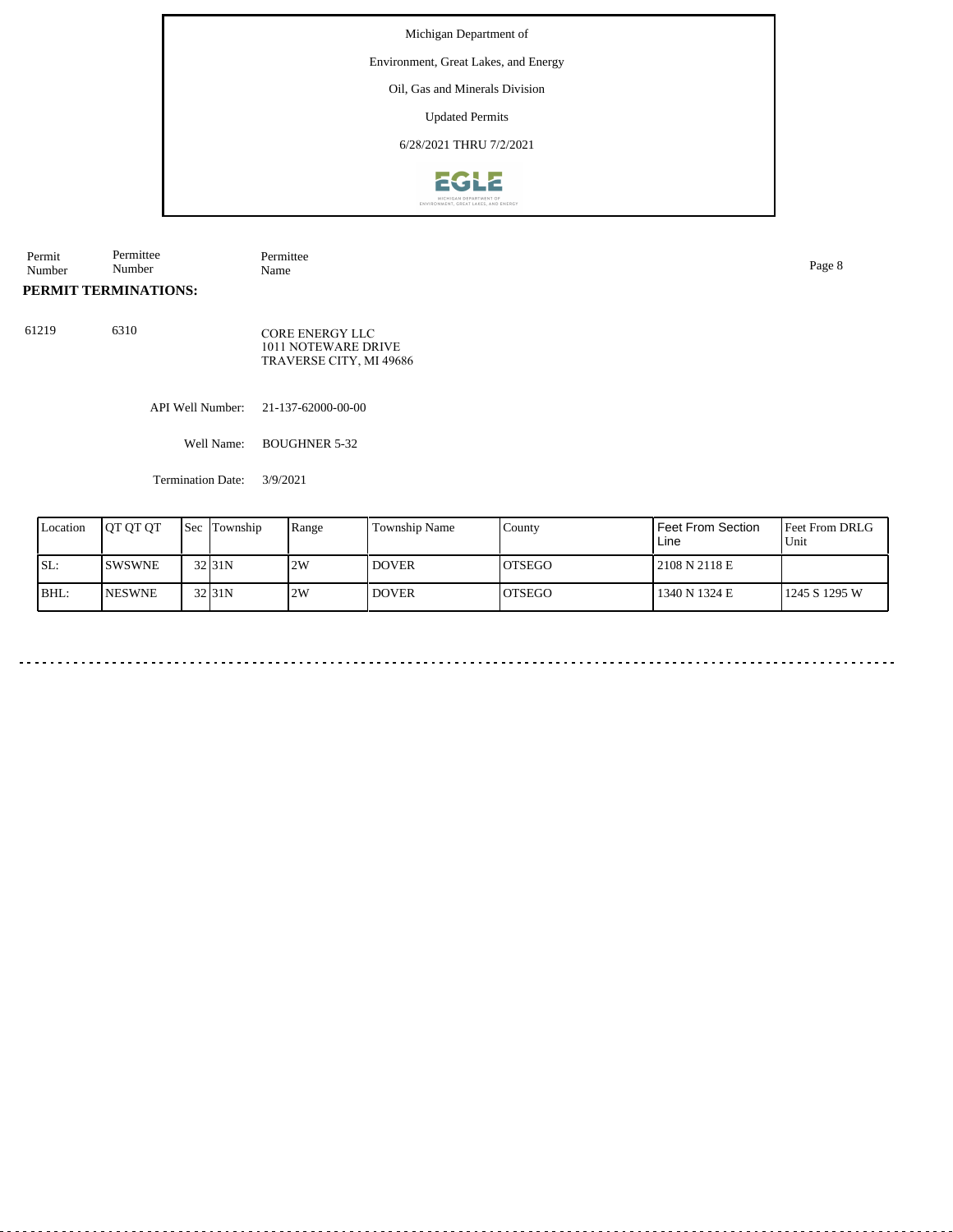Michigan Department of

Environment, Great Lakes, and Energy

Oil, Gas and Minerals Division

Updated Permits

6/28/2021 THRU 7/2/2021

| Permit Number | Permittee Number | Permittee Name |
|---|---|---|

**PERMIT TERMINATIONS:**

61219 6310

CORE ENERGY LLC
1011 NOTEWARE DRIVE
TRAVERSE CITY, MI 49686

API Well Number: 21-137-62000-00-00

Well Name: BOUGHNER 5-32

Termination Date: 3/9/2021

| Location | QT QT QT | Sec | Township | Range | Township Name | County | Feet From Section Line | Feet From DRLG Unit |
|---|---|---|---|---|---|---|---|---|
| SL: | SWSWNE | 32 | 31N | 2W | DOVER | OTSEGO | 2108 N 2118 E | |
| BHL: | NESWNE | 32 | 31N | 2W | DOVER | OTSEGO | 1340 N 1324 E | 1245 S 1295 W |